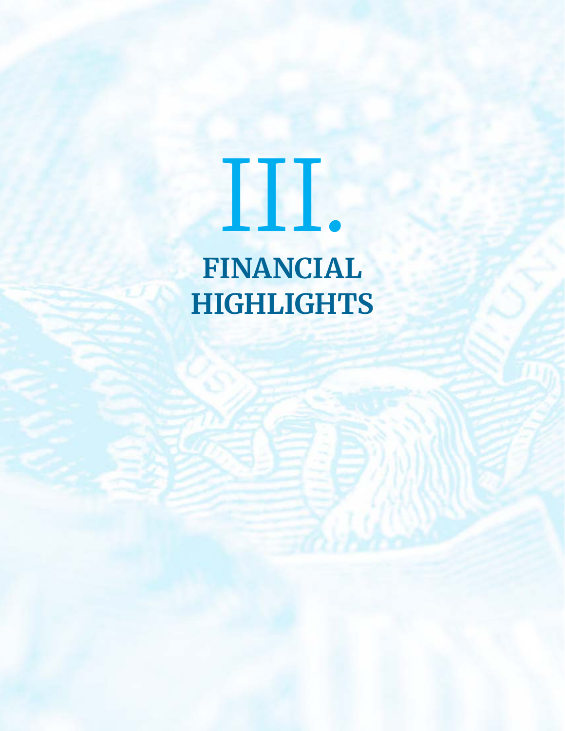# III.

# FINANCIAL HIGHLIGHTS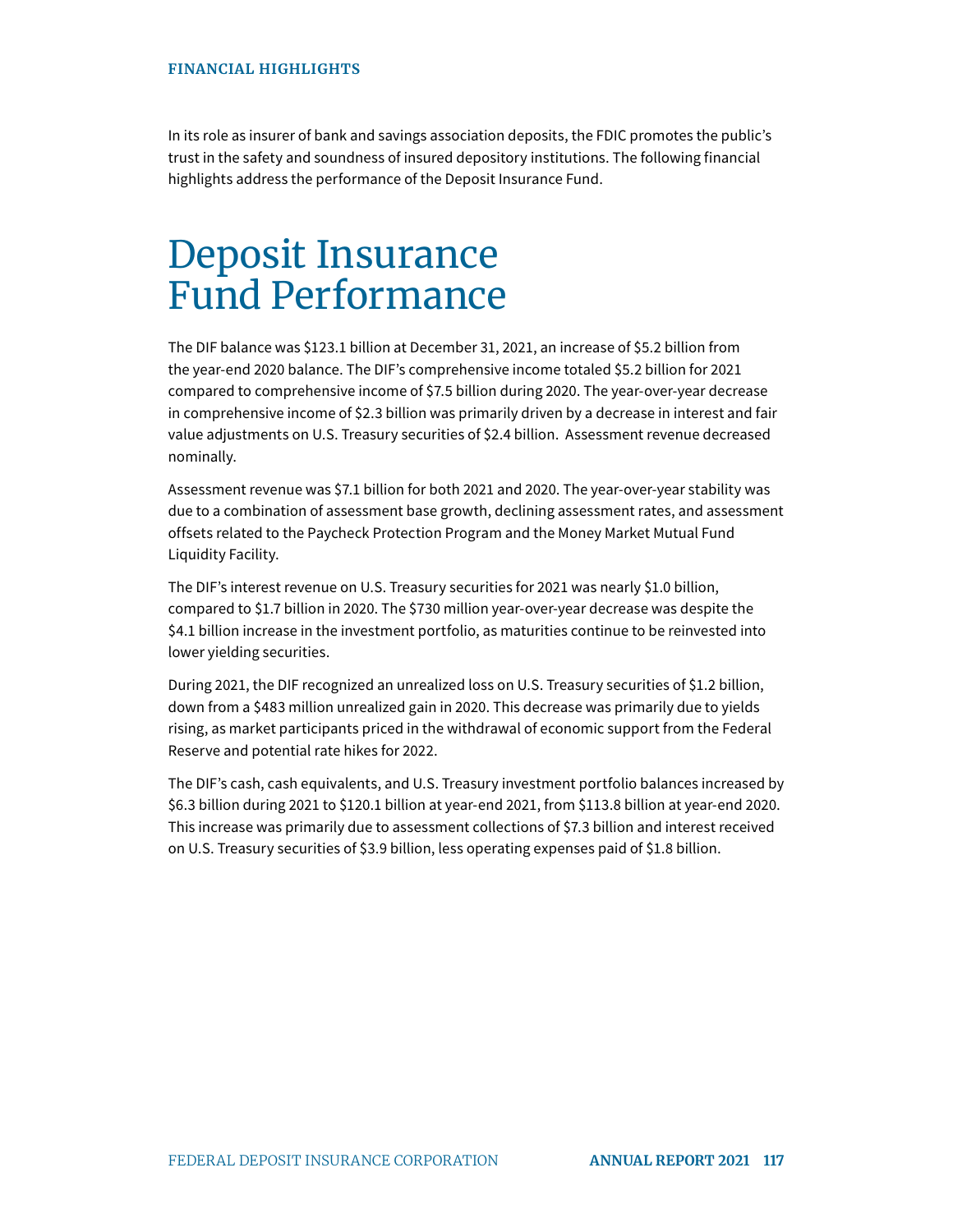FINANCIAL HIGHLIGHTS

In its role as insurer of bank and savings association deposits, the FDIC promotes the public's trust in the safety and soundness of insured depository institutions. The following financial highlights address the performance of the Deposit Insurance Fund.

# Deposit Insurance Fund Performance

The DIF balance was $123.1 billion at December 31, 2021, an increase of $5.2 billion from the year-end 2020 balance. The DIF's comprehensive income totaled $5.2 billion for 2021 compared to comprehensive income of $7.5 billion during 2020. The year-over-year decrease in comprehensive income of $2.3 billion was primarily driven by a decrease in interest and fair value adjustments on U.S. Treasury securities of $2.4 billion. Assessment revenue decreased nominally.

Assessment revenue was $7.1 billion for both 2021 and 2020. The year-over-year stability was due to a combination of assessment base growth, declining assessment rates, and assessment offsets related to the Paycheck Protection Program and the Money Market Mutual Fund Liquidity Facility.

The DIF's interest revenue on U.S. Treasury securities for 2021 was nearly $1.0 billion, compared to $1.7 billion in 2020. The $730 million year-over-year decrease was despite the $4.1 billion increase in the investment portfolio, as maturities continue to be reinvested into lower yielding securities.

During 2021, the DIF recognized an unrealized loss on U.S. Treasury securities of $1.2 billion, down from a $483 million unrealized gain in 2020. This decrease was primarily due to yields rising, as market participants priced in the withdrawal of economic support from the Federal Reserve and potential rate hikes for 2022.

The DIF's cash, cash equivalents, and U.S. Treasury investment portfolio balances increased by $6.3 billion during 2021 to $120.1 billion at year-end 2021, from $113.8 billion at year-end 2020. This increase was primarily due to assessment collections of $7.3 billion and interest received on U.S. Treasury securities of $3.9 billion, less operating expenses paid of $1.8 billion.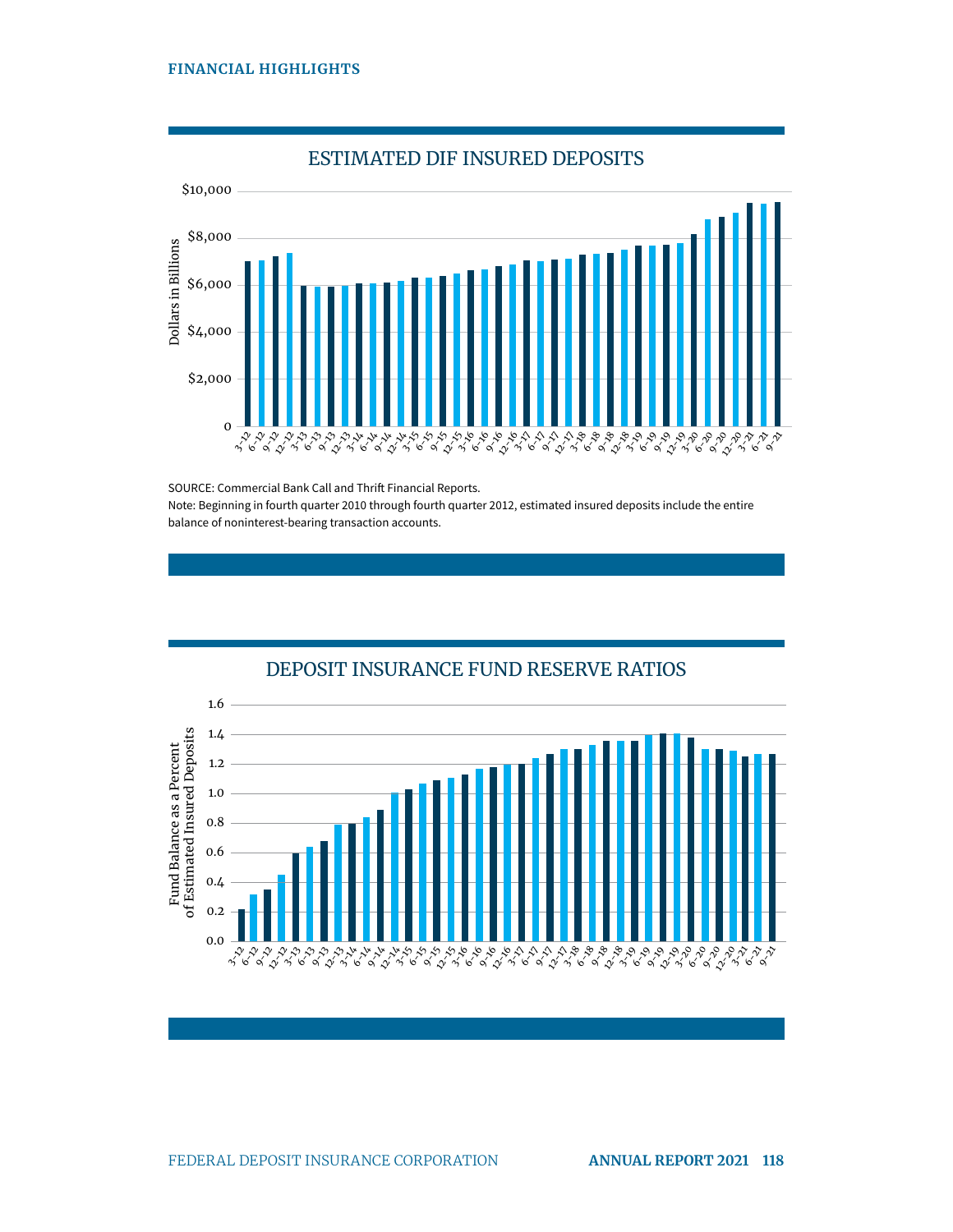## ESTIMATED DIF INSURED DEPOSITS

SOURCE: Commercial Bank Call and Thrift Financial Reports.

Note: Beginning in fourth quarter 2010 through fourth quarter 2012, estimated insured deposits include the entire balance of noninterest-bearing transaction accounts.

## DEPOSIT INSURANCE FUND RESERVE RATIOS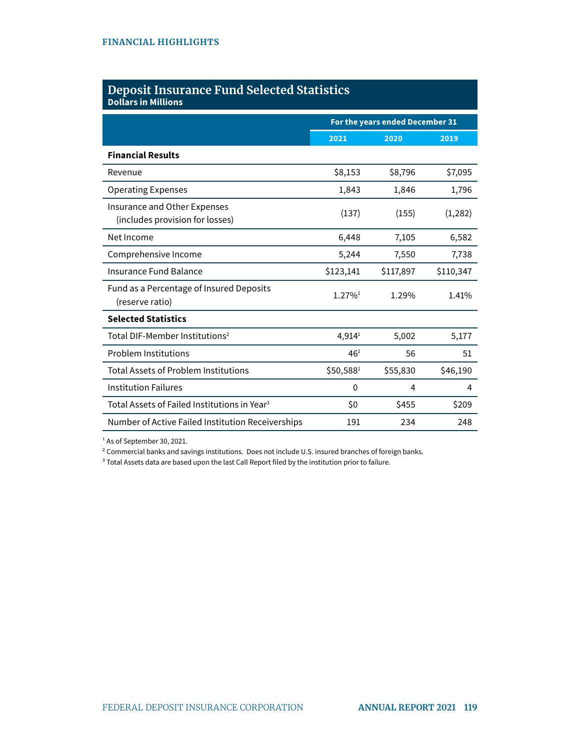## Deposit Insurance Fund Selected Statistics

**Dollars in Millions**

| | For the years ended December 31 | | |
|---|---|---|---|
| | **2021** | **2020** | **2019** |
| **Financial Results** | | | |
| Revenue | $8,153 | $8,796 | $7,095 |
| Operating Expenses | 1,843 | 1,846 | 1,796 |
| Insurance and Other Expenses (includes provision for losses) | (137) | (155) | (1,282) |
| Net Income | 6,448 | 7,105 | 6,582 |
| Comprehensive Income | 5,244 | 7,550 | 7,738 |
| Insurance Fund Balance | $123,141 | $117,897 | $110,347 |
| Fund as a Percentage of Insured Deposits (reserve ratio) | 1.27%[1] | 1.29% | 1.41% |
| **Selected Statistics** | | | |
| Total DIF-Member Institutions[2] | 4,914[1] | 5,002 | 5,177 |
| Problem Institutions | 46[1] | 56 | 51 |
| Total Assets of Problem Institutions | $50,588[1] | $55,830 | $46,190 |
| Institution Failures | 0 | 4 | 4 |
| Total Assets of Failed Institutions in Year[3] | $0 | $455 | $209 |
| Number of Active Failed Institution Receiverships | 191 | 234 | 248 |

[1] As of September 30, 2021.

[2] Commercial banks and savings institutions. Does not include U.S. insured branches of foreign banks.

[3] Total Assets data are based upon the last Call Report filed by the institution prior to failure.